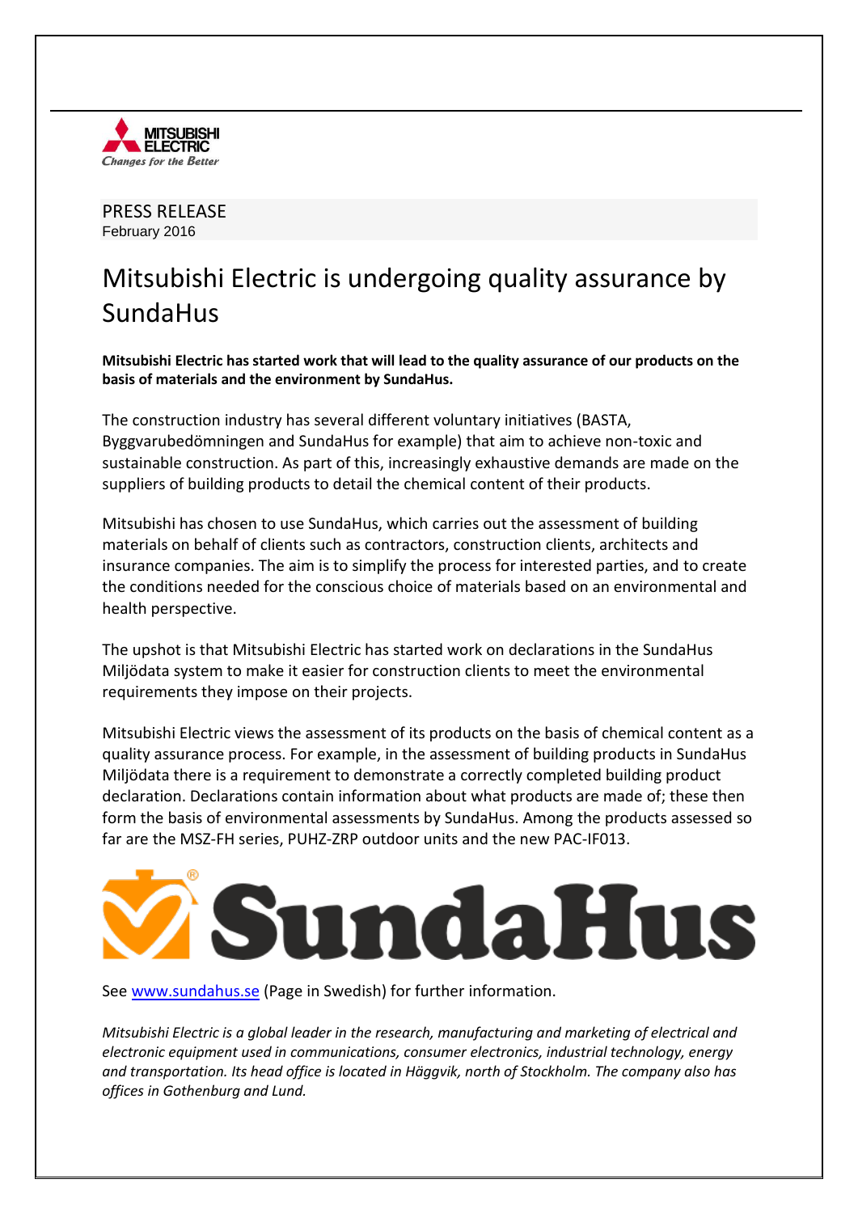PRESS RELEASE
February 2016

# Mitsubishi Electric is undergoing quality assurance by SundaHus

**Mitsubishi Electric has started work that will lead to the quality assurance of our products on the basis of materials and the environment by SundaHus.**

The construction industry has several different voluntary initiatives (BASTA, Byggvarubedömningen and SundaHus for example) that aim to achieve non-toxic and sustainable construction. As part of this, increasingly exhaustive demands are made on the suppliers of building products to detail the chemical content of their products.

Mitsubishi has chosen to use SundaHus, which carries out the assessment of building materials on behalf of clients such as contractors, construction clients, architects and insurance companies. The aim is to simplify the process for interested parties, and to create the conditions needed for the conscious choice of materials based on an environmental and health perspective.

The upshot is that Mitsubishi Electric has started work on declarations in the SundaHus Miljödata system to make it easier for construction clients to meet the environmental requirements they impose on their projects.

Mitsubishi Electric views the assessment of its products on the basis of chemical content as a quality assurance process. For example, in the assessment of building products in SundaHus Miljödata there is a requirement to demonstrate a correctly completed building product declaration. Declarations contain information about what products are made of; these then form the basis of environmental assessments by SundaHus. Among the products assessed so far are the MSZ-FH series, PUHZ-ZRP outdoor units and the new PAC-IF013.

See [www.sundahus.se](http://www.sundahus.se) (Page in Swedish) for further information.

*Mitsubishi Electric is a global leader in the research, manufacturing and marketing of electrical and electronic equipment used in communications, consumer electronics, industrial technology, energy and transportation. Its head office is located in Häggvik, north of Stockholm. The company also has offices in Gothenburg and Lund.*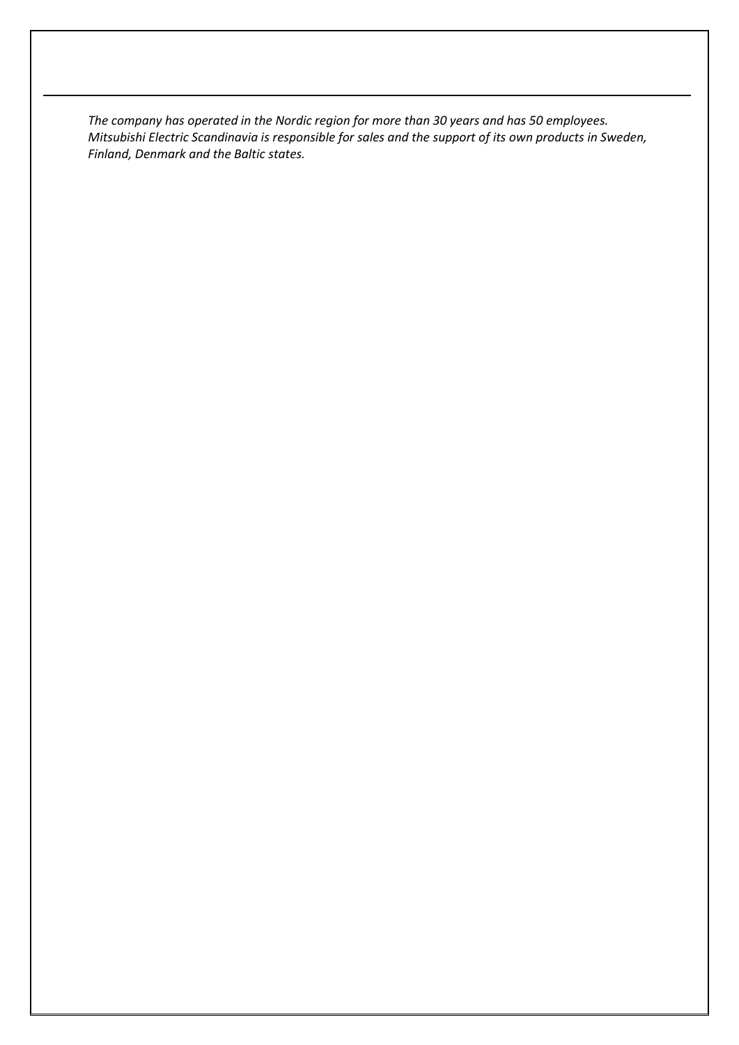*The company has operated in the Nordic region for more than 30 years and has 50 employees. Mitsubishi Electric Scandinavia is responsible for sales and the support of its own products in Sweden, Finland, Denmark and the Baltic states.*